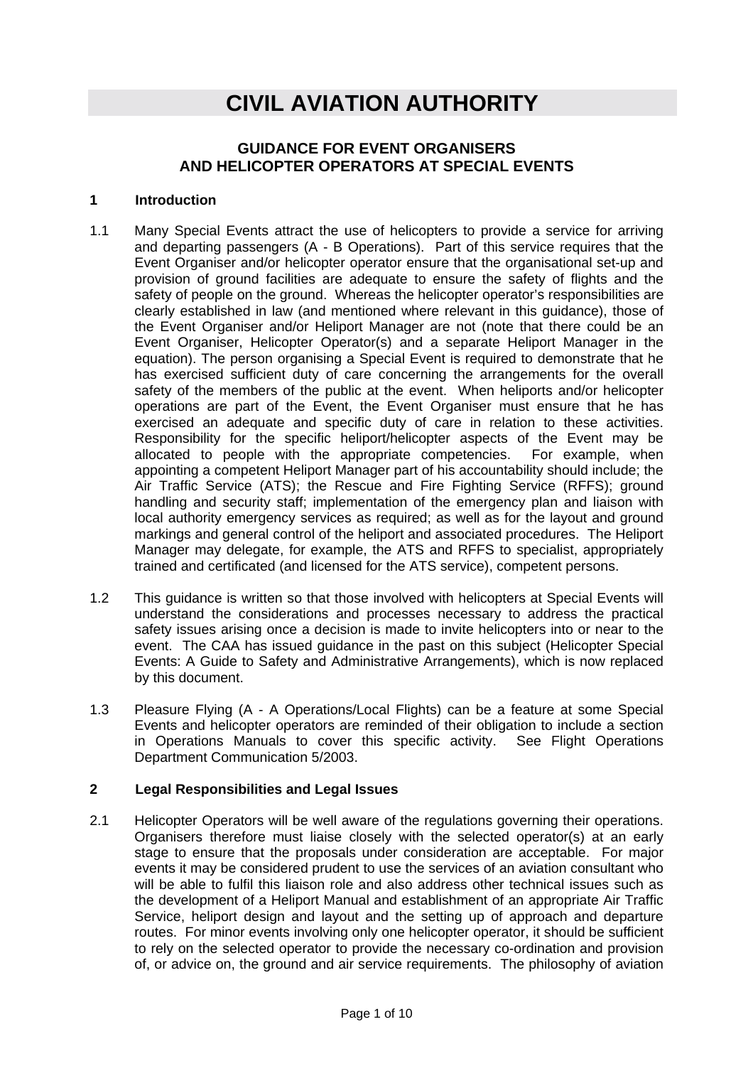# CIVIL AVIATION AUTHORITY

## GUIDANCE FOR EVENT ORGANISERS AND HELICOPTER OPERATORS AT SPECIAL EVENTS

### 1 Introduction

1.1 Many Special Events attract the use of helicopters to provide a service for arriving and departing passengers (A - B Operations). Part of this service requires that the Event Organiser and/or helicopter operator ensure that the organisational set-up and provision of ground facilities are adequate to ensure the safety of flights and the safety of people on the ground. Whereas the helicopter operator's responsibilities are clearly established in law (and mentioned where relevant in this guidance), those of the Event Organiser and/or Heliport Manager are not (note that there could be an Event Organiser, Helicopter Operator(s) and a separate Heliport Manager in the equation). The person organising a Special Event is required to demonstrate that he has exercised sufficient duty of care concerning the arrangements for the overall safety of the members of the public at the event. When heliports and/or helicopter operations are part of the Event, the Event Organiser must ensure that he has exercised an adequate and specific duty of care in relation to these activities. Responsibility for the specific heliport/helicopter aspects of the Event may be allocated to people with the appropriate competencies. For example, when appointing a competent Heliport Manager part of his accountability should include; the Air Traffic Service (ATS); the Rescue and Fire Fighting Service (RFFS); ground handling and security staff; implementation of the emergency plan and liaison with local authority emergency services as required; as well as for the layout and ground markings and general control of the heliport and associated procedures. The Heliport Manager may delegate, for example, the ATS and RFFS to specialist, appropriately trained and certificated (and licensed for the ATS service), competent persons.

1.2 This guidance is written so that those involved with helicopters at Special Events will understand the considerations and processes necessary to address the practical safety issues arising once a decision is made to invite helicopters into or near to the event. The CAA has issued guidance in the past on this subject (Helicopter Special Events: A Guide to Safety and Administrative Arrangements), which is now replaced by this document.

1.3 Pleasure Flying (A - A Operations/Local Flights) can be a feature at some Special Events and helicopter operators are reminded of their obligation to include a section in Operations Manuals to cover this specific activity. See Flight Operations Department Communication 5/2003.

### 2 Legal Responsibilities and Legal Issues

2.1 Helicopter Operators will be well aware of the regulations governing their operations. Organisers therefore must liaise closely with the selected operator(s) at an early stage to ensure that the proposals under consideration are acceptable. For major events it may be considered prudent to use the services of an aviation consultant who will be able to fulfil this liaison role and also address other technical issues such as the development of a Heliport Manual and establishment of an appropriate Air Traffic Service, heliport design and layout and the setting up of approach and departure routes. For minor events involving only one helicopter operator, it should be sufficient to rely on the selected operator to provide the necessary co-ordination and provision of, or advice on, the ground and air service requirements. The philosophy of aviation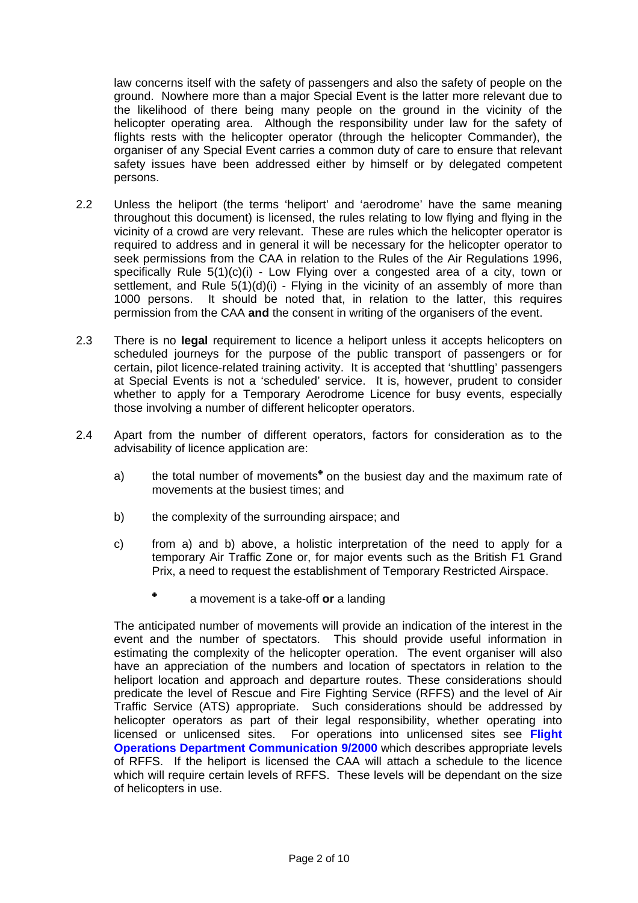law concerns itself with the safety of passengers and also the safety of people on the ground. Nowhere more than a major Special Event is the latter more relevant due to the likelihood of there being many people on the ground in the vicinity of the helicopter operating area. Although the responsibility under law for the safety of flights rests with the helicopter operator (through the helicopter Commander), the organiser of any Special Event carries a common duty of care to ensure that relevant safety issues have been addressed either by himself or by delegated competent persons.

2.2 Unless the heliport (the terms 'heliport' and 'aerodrome' have the same meaning throughout this document) is licensed, the rules relating to low flying and flying in the vicinity of a crowd are very relevant. These are rules which the helicopter operator is required to address and in general it will be necessary for the helicopter operator to seek permissions from the CAA in relation to the Rules of the Air Regulations 1996, specifically Rule 5(1)(c)(i) - Low Flying over a congested area of a city, town or settlement, and Rule 5(1)(d)(i) - Flying in the vicinity of an assembly of more than 1000 persons. It should be noted that, in relation to the latter, this requires permission from the CAA **and** the consent in writing of the organisers of the event.

2.3 There is no **legal** requirement to licence a heliport unless it accepts helicopters on scheduled journeys for the purpose of the public transport of passengers or for certain, pilot licence-related training activity. It is accepted that 'shuttling' passengers at Special Events is not a 'scheduled' service. It is, however, prudent to consider whether to apply for a Temporary Aerodrome Licence for busy events, especially those involving a number of different helicopter operators.

2.4 Apart from the number of different operators, factors for consideration as to the advisability of licence application are:

a) the total number of movements* on the busiest day and the maximum rate of movements at the busiest times; and

b) the complexity of the surrounding airspace; and

c) from a) and b) above, a holistic interpretation of the need to apply for a temporary Air Traffic Zone or, for major events such as the British F1 Grand Prix, a need to request the establishment of Temporary Restricted Airspace.

\* a movement is a take-off **or** a landing

The anticipated number of movements will provide an indication of the interest in the event and the number of spectators. This should provide useful information in estimating the complexity of the helicopter operation. The event organiser will also have an appreciation of the numbers and location of spectators in relation to the heliport location and approach and departure routes. These considerations should predicate the level of Rescue and Fire Fighting Service (RFFS) and the level of Air Traffic Service (ATS) appropriate. Such considerations should be addressed by helicopter operators as part of their legal responsibility, whether operating into licensed or unlicensed sites. For operations into unlicensed sites see **Flight Operations Department Communication 9/2000** which describes appropriate levels of RFFS. If the heliport is licensed the CAA will attach a schedule to the licence which will require certain levels of RFFS. These levels will be dependant on the size of helicopters in use.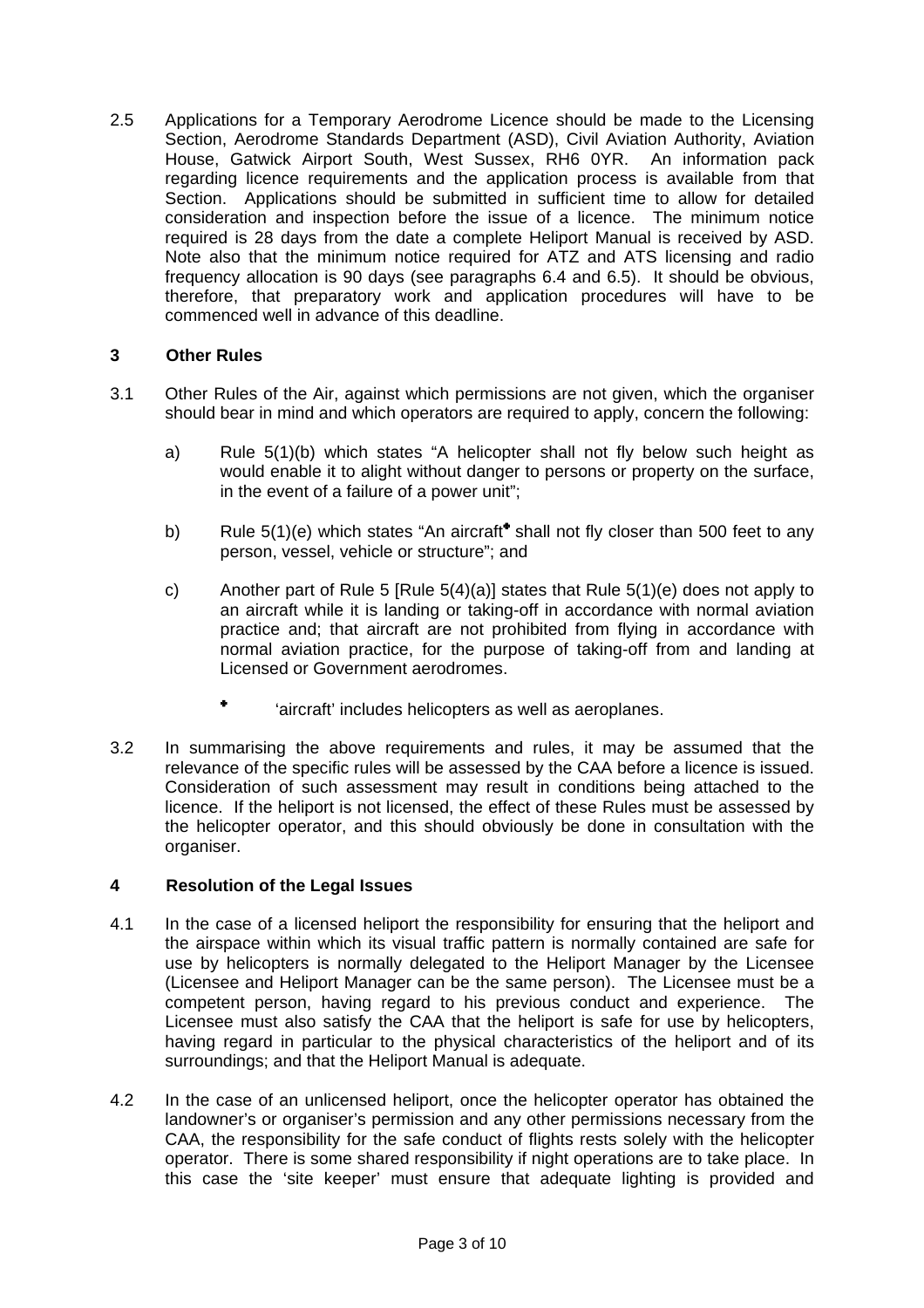2.5 Applications for a Temporary Aerodrome Licence should be made to the Licensing Section, Aerodrome Standards Department (ASD), Civil Aviation Authority, Aviation House, Gatwick Airport South, West Sussex, RH6 0YR. An information pack regarding licence requirements and the application process is available from that Section. Applications should be submitted in sufficient time to allow for detailed consideration and inspection before the issue of a licence. The minimum notice required is 28 days from the date a complete Heliport Manual is received by ASD. Note also that the minimum notice required for ATZ and ATS licensing and radio frequency allocation is 90 days (see paragraphs 6.4 and 6.5). It should be obvious, therefore, that preparatory work and application procedures will have to be commenced well in advance of this deadline.

## 3 Other Rules

3.1 Other Rules of the Air, against which permissions are not given, which the organiser should bear in mind and which operators are required to apply, concern the following:

a) Rule 5(1)(b) which states "A helicopter shall not fly below such height as would enable it to alight without danger to persons or property on the surface, in the event of a failure of a power unit";

b) Rule 5(1)(e) which states "An aircraft[*] shall not fly closer than 500 feet to any person, vessel, vehicle or structure"; and

c) Another part of Rule 5 [Rule 5(4)(a)] states that Rule 5(1)(e) does not apply to an aircraft while it is landing or taking-off in accordance with normal aviation practice and; that aircraft are not prohibited from flying in accordance with normal aviation practice, for the purpose of taking-off from and landing at Licensed or Government aerodromes.

[*] 'aircraft' includes helicopters as well as aeroplanes.

3.2 In summarising the above requirements and rules, it may be assumed that the relevance of the specific rules will be assessed by the CAA before a licence is issued. Consideration of such assessment may result in conditions being attached to the licence. If the heliport is not licensed, the effect of these Rules must be assessed by the helicopter operator, and this should obviously be done in consultation with the organiser.

## 4 Resolution of the Legal Issues

4.1 In the case of a licensed heliport the responsibility for ensuring that the heliport and the airspace within which its visual traffic pattern is normally contained are safe for use by helicopters is normally delegated to the Heliport Manager by the Licensee (Licensee and Heliport Manager can be the same person). The Licensee must be a competent person, having regard to his previous conduct and experience. The Licensee must also satisfy the CAA that the heliport is safe for use by helicopters, having regard in particular to the physical characteristics of the heliport and of its surroundings; and that the Heliport Manual is adequate.

4.2 In the case of an unlicensed heliport, once the helicopter operator has obtained the landowner's or organiser's permission and any other permissions necessary from the CAA, the responsibility for the safe conduct of flights rests solely with the helicopter operator. There is some shared responsibility if night operations are to take place. In this case the 'site keeper' must ensure that adequate lighting is provided and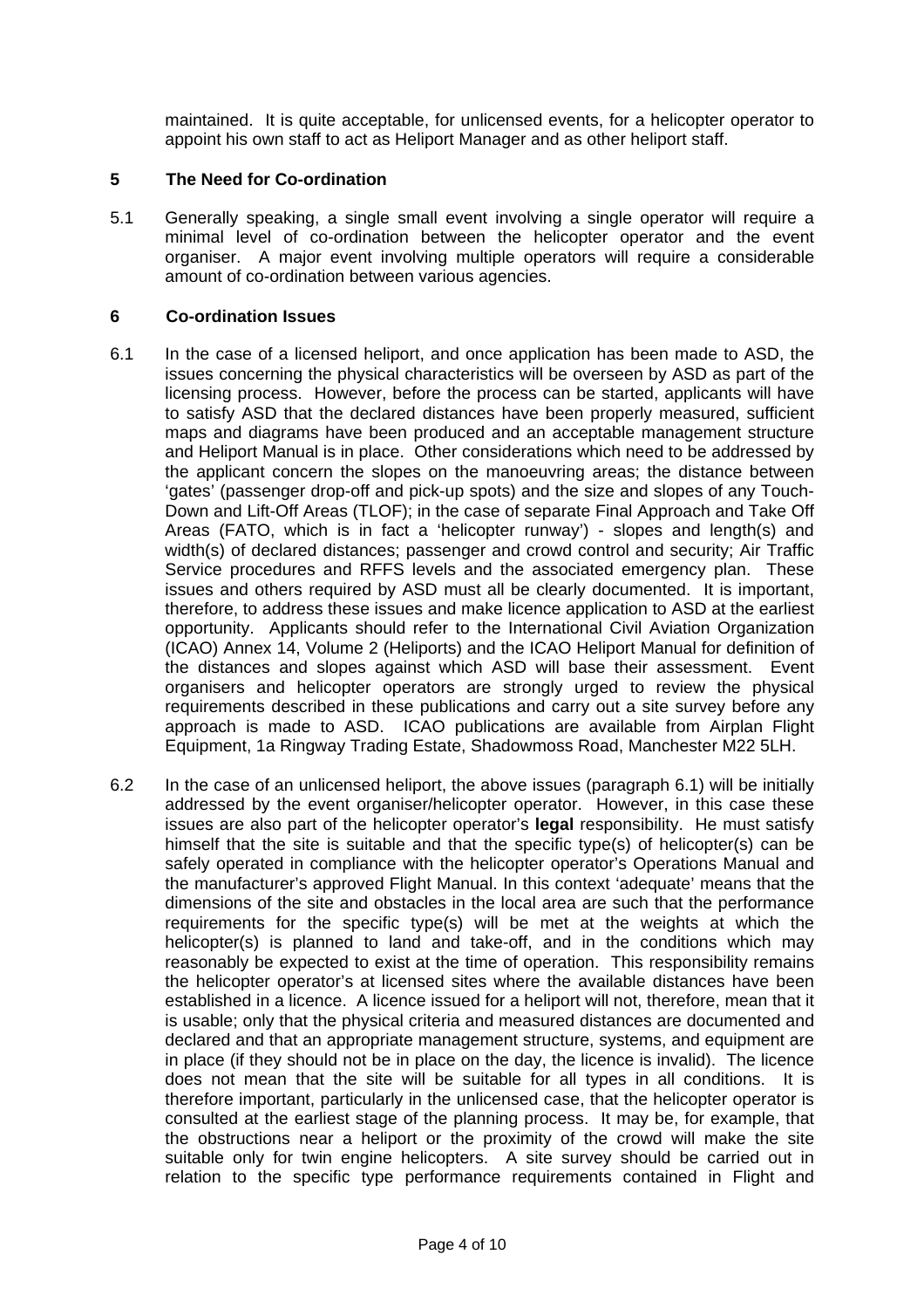maintained. It is quite acceptable, for unlicensed events, for a helicopter operator to appoint his own staff to act as Heliport Manager and as other heliport staff.

## 5 The Need for Co-ordination

5.1 Generally speaking, a single small event involving a single operator will require a minimal level of co-ordination between the helicopter operator and the event organiser. A major event involving multiple operators will require a considerable amount of co-ordination between various agencies.

## 6 Co-ordination Issues

6.1 In the case of a licensed heliport, and once application has been made to ASD, the issues concerning the physical characteristics will be overseen by ASD as part of the licensing process. However, before the process can be started, applicants will have to satisfy ASD that the declared distances have been properly measured, sufficient maps and diagrams have been produced and an acceptable management structure and Heliport Manual is in place. Other considerations which need to be addressed by the applicant concern the slopes on the manoeuvring areas; the distance between 'gates' (passenger drop-off and pick-up spots) and the size and slopes of any Touch-Down and Lift-Off Areas (TLOF); in the case of separate Final Approach and Take Off Areas (FATO, which is in fact a 'helicopter runway') - slopes and length(s) and width(s) of declared distances; passenger and crowd control and security; Air Traffic Service procedures and RFFS levels and the associated emergency plan. These issues and others required by ASD must all be clearly documented. It is important, therefore, to address these issues and make licence application to ASD at the earliest opportunity. Applicants should refer to the International Civil Aviation Organization (ICAO) Annex 14, Volume 2 (Heliports) and the ICAO Heliport Manual for definition of the distances and slopes against which ASD will base their assessment. Event organisers and helicopter operators are strongly urged to review the physical requirements described in these publications and carry out a site survey before any approach is made to ASD. ICAO publications are available from Airplan Flight Equipment, 1a Ringway Trading Estate, Shadowmoss Road, Manchester M22 5LH.

6.2 In the case of an unlicensed heliport, the above issues (paragraph 6.1) will be initially addressed by the event organiser/helicopter operator. However, in this case these issues are also part of the helicopter operator's **legal** responsibility. He must satisfy himself that the site is suitable and that the specific type(s) of helicopter(s) can be safely operated in compliance with the helicopter operator's Operations Manual and the manufacturer's approved Flight Manual. In this context 'adequate' means that the dimensions of the site and obstacles in the local area are such that the performance requirements for the specific type(s) will be met at the weights at which the helicopter(s) is planned to land and take-off, and in the conditions which may reasonably be expected to exist at the time of operation. This responsibility remains the helicopter operator's at licensed sites where the available distances have been established in a licence. A licence issued for a heliport will not, therefore, mean that it is usable; only that the physical criteria and measured distances are documented and declared and that an appropriate management structure, systems, and equipment are in place (if they should not be in place on the day, the licence is invalid). The licence does not mean that the site will be suitable for all types in all conditions. It is therefore important, particularly in the unlicensed case, that the helicopter operator is consulted at the earliest stage of the planning process. It may be, for example, that the obstructions near a heliport or the proximity of the crowd will make the site suitable only for twin engine helicopters. A site survey should be carried out in relation to the specific type performance requirements contained in Flight and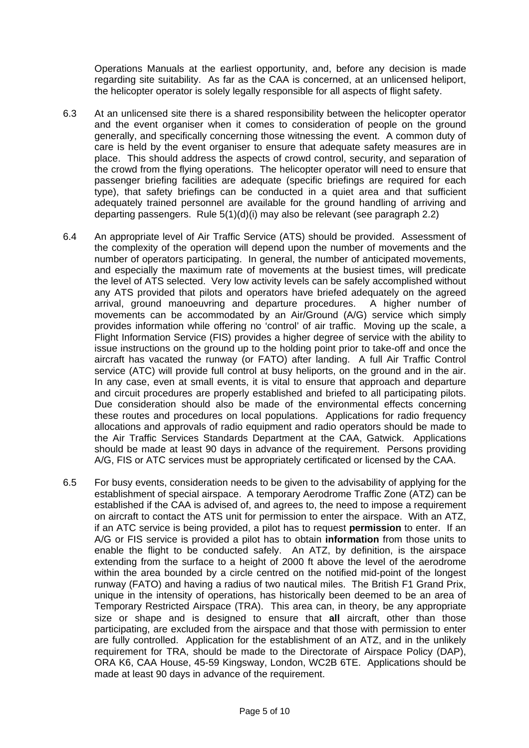Operations Manuals at the earliest opportunity, and, before any decision is made regarding site suitability. As far as the CAA is concerned, at an unlicensed heliport, the helicopter operator is solely legally responsible for all aspects of flight safety.

6.3 At an unlicensed site there is a shared responsibility between the helicopter operator and the event organiser when it comes to consideration of people on the ground generally, and specifically concerning those witnessing the event. A common duty of care is held by the event organiser to ensure that adequate safety measures are in place. This should address the aspects of crowd control, security, and separation of the crowd from the flying operations. The helicopter operator will need to ensure that passenger briefing facilities are adequate (specific briefings are required for each type), that safety briefings can be conducted in a quiet area and that sufficient adequately trained personnel are available for the ground handling of arriving and departing passengers. Rule 5(1)(d)(i) may also be relevant (see paragraph 2.2)

6.4 An appropriate level of Air Traffic Service (ATS) should be provided. Assessment of the complexity of the operation will depend upon the number of movements and the number of operators participating. In general, the number of anticipated movements, and especially the maximum rate of movements at the busiest times, will predicate the level of ATS selected. Very low activity levels can be safely accomplished without any ATS provided that pilots and operators have briefed adequately on the agreed arrival, ground manoeuvring and departure procedures. A higher number of movements can be accommodated by an Air/Ground (A/G) service which simply provides information while offering no 'control' of air traffic. Moving up the scale, a Flight Information Service (FIS) provides a higher degree of service with the ability to issue instructions on the ground up to the holding point prior to take-off and once the aircraft has vacated the runway (or FATO) after landing. A full Air Traffic Control service (ATC) will provide full control at busy heliports, on the ground and in the air. In any case, even at small events, it is vital to ensure that approach and departure and circuit procedures are properly established and briefed to all participating pilots. Due consideration should also be made of the environmental effects concerning these routes and procedures on local populations. Applications for radio frequency allocations and approvals of radio equipment and radio operators should be made to the Air Traffic Services Standards Department at the CAA, Gatwick. Applications should be made at least 90 days in advance of the requirement. Persons providing A/G, FIS or ATC services must be appropriately certificated or licensed by the CAA.

6.5 For busy events, consideration needs to be given to the advisability of applying for the establishment of special airspace. A temporary Aerodrome Traffic Zone (ATZ) can be established if the CAA is advised of, and agrees to, the need to impose a requirement on aircraft to contact the ATS unit for permission to enter the airspace. With an ATZ, if an ATC service is being provided, a pilot has to request **permission** to enter. If an A/G or FIS service is provided a pilot has to obtain **information** from those units to enable the flight to be conducted safely. An ATZ, by definition, is the airspace extending from the surface to a height of 2000 ft above the level of the aerodrome within the area bounded by a circle centred on the notified mid-point of the longest runway (FATO) and having a radius of two nautical miles. The British F1 Grand Prix, unique in the intensity of operations, has historically been deemed to be an area of Temporary Restricted Airspace (TRA). This area can, in theory, be any appropriate size or shape and is designed to ensure that **all** aircraft, other than those participating, are excluded from the airspace and that those with permission to enter are fully controlled. Application for the establishment of an ATZ, and in the unlikely requirement for TRA, should be made to the Directorate of Airspace Policy (DAP), ORA K6, CAA House, 45-59 Kingsway, London, WC2B 6TE. Applications should be made at least 90 days in advance of the requirement.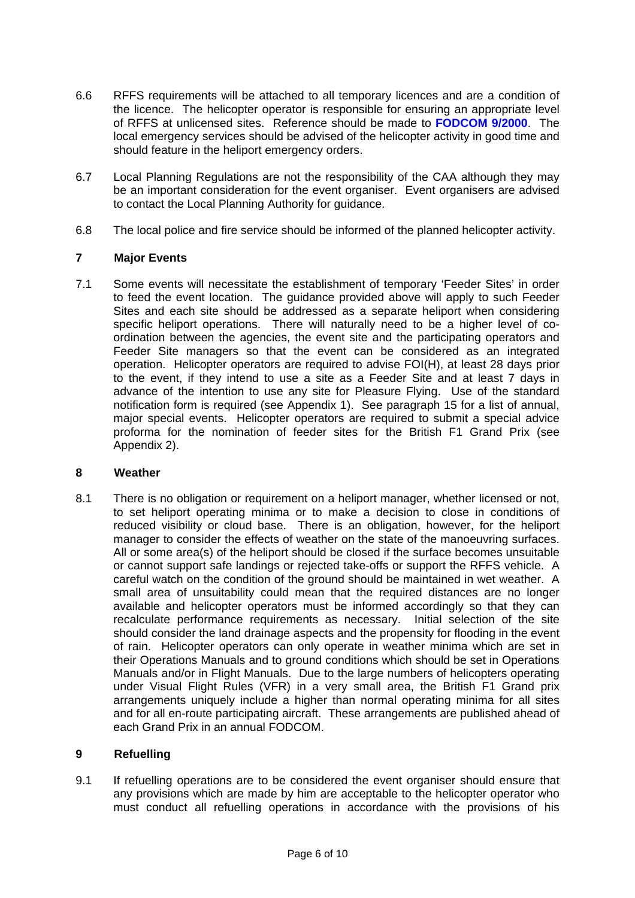6.6 RFFS requirements will be attached to all temporary licences and are a condition of the licence. The helicopter operator is responsible for ensuring an appropriate level of RFFS at unlicensed sites. Reference should be made to **FODCOM 9/2000**. The local emergency services should be advised of the helicopter activity in good time and should feature in the heliport emergency orders.

6.7 Local Planning Regulations are not the responsibility of the CAA although they may be an important consideration for the event organiser. Event organisers are advised to contact the Local Planning Authority for guidance.

6.8 The local police and fire service should be informed of the planned helicopter activity.

## 7 Major Events

7.1 Some events will necessitate the establishment of temporary 'Feeder Sites' in order to feed the event location. The guidance provided above will apply to such Feeder Sites and each site should be addressed as a separate heliport when considering specific heliport operations. There will naturally need to be a higher level of co-ordination between the agencies, the event site and the participating operators and Feeder Site managers so that the event can be considered as an integrated operation. Helicopter operators are required to advise FOI(H), at least 28 days prior to the event, if they intend to use a site as a Feeder Site and at least 7 days in advance of the intention to use any site for Pleasure Flying. Use of the standard notification form is required (see Appendix 1). See paragraph 15 for a list of annual, major special events. Helicopter operators are required to submit a special advice proforma for the nomination of feeder sites for the British F1 Grand Prix (see Appendix 2).

## 8 Weather

8.1 There is no obligation or requirement on a heliport manager, whether licensed or not, to set heliport operating minima or to make a decision to close in conditions of reduced visibility or cloud base. There is an obligation, however, for the heliport manager to consider the effects of weather on the state of the manoeuvring surfaces. All or some area(s) of the heliport should be closed if the surface becomes unsuitable or cannot support safe landings or rejected take-offs or support the RFFS vehicle. A careful watch on the condition of the ground should be maintained in wet weather. A small area of unsuitability could mean that the required distances are no longer available and helicopter operators must be informed accordingly so that they can recalculate performance requirements as necessary. Initial selection of the site should consider the land drainage aspects and the propensity for flooding in the event of rain. Helicopter operators can only operate in weather minima which are set in their Operations Manuals and to ground conditions which should be set in Operations Manuals and/or in Flight Manuals. Due to the large numbers of helicopters operating under Visual Flight Rules (VFR) in a very small area, the British F1 Grand prix arrangements uniquely include a higher than normal operating minima for all sites and for all en-route participating aircraft. These arrangements are published ahead of each Grand Prix in an annual FODCOM.

## 9 Refuelling

9.1 If refuelling operations are to be considered the event organiser should ensure that any provisions which are made by him are acceptable to the helicopter operator who must conduct all refuelling operations in accordance with the provisions of his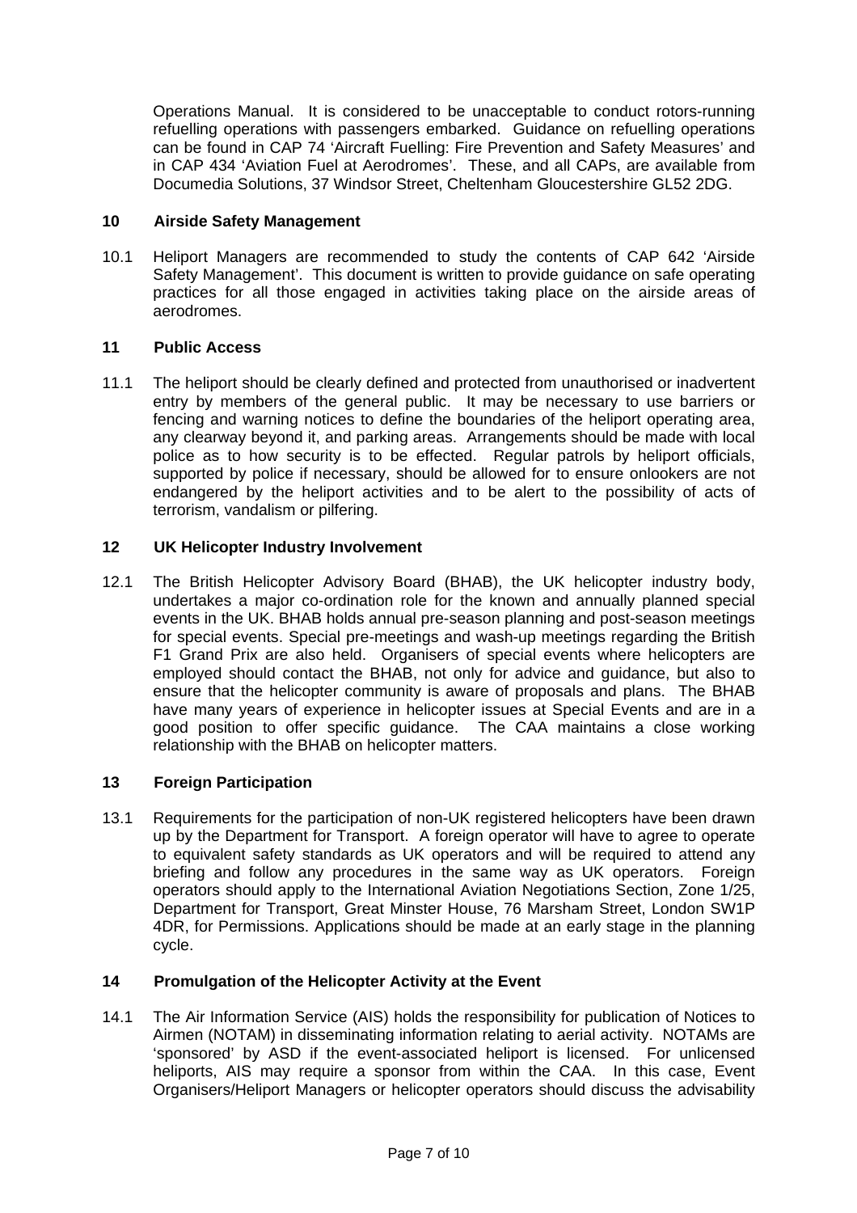Operations Manual. It is considered to be unacceptable to conduct rotors-running refuelling operations with passengers embarked. Guidance on refuelling operations can be found in CAP 74 'Aircraft Fuelling: Fire Prevention and Safety Measures' and in CAP 434 'Aviation Fuel at Aerodromes'. These, and all CAPs, are available from Documedia Solutions, 37 Windsor Street, Cheltenham Gloucestershire GL52 2DG.

## 10 Airside Safety Management

10.1 Heliport Managers are recommended to study the contents of CAP 642 'Airside Safety Management'. This document is written to provide guidance on safe operating practices for all those engaged in activities taking place on the airside areas of aerodromes.

## 11 Public Access

11.1 The heliport should be clearly defined and protected from unauthorised or inadvertent entry by members of the general public. It may be necessary to use barriers or fencing and warning notices to define the boundaries of the heliport operating area, any clearway beyond it, and parking areas. Arrangements should be made with local police as to how security is to be effected. Regular patrols by heliport officials, supported by police if necessary, should be allowed for to ensure onlookers are not endangered by the heliport activities and to be alert to the possibility of acts of terrorism, vandalism or pilfering.

## 12 UK Helicopter Industry Involvement

12.1 The British Helicopter Advisory Board (BHAB), the UK helicopter industry body, undertakes a major co-ordination role for the known and annually planned special events in the UK. BHAB holds annual pre-season planning and post-season meetings for special events. Special pre-meetings and wash-up meetings regarding the British F1 Grand Prix are also held. Organisers of special events where helicopters are employed should contact the BHAB, not only for advice and guidance, but also to ensure that the helicopter community is aware of proposals and plans. The BHAB have many years of experience in helicopter issues at Special Events and are in a good position to offer specific guidance. The CAA maintains a close working relationship with the BHAB on helicopter matters.

## 13 Foreign Participation

13.1 Requirements for the participation of non-UK registered helicopters have been drawn up by the Department for Transport. A foreign operator will have to agree to operate to equivalent safety standards as UK operators and will be required to attend any briefing and follow any procedures in the same way as UK operators. Foreign operators should apply to the International Aviation Negotiations Section, Zone 1/25, Department for Transport, Great Minster House, 76 Marsham Street, London SW1P 4DR, for Permissions. Applications should be made at an early stage in the planning cycle.

## 14 Promulgation of the Helicopter Activity at the Event

14.1 The Air Information Service (AIS) holds the responsibility for publication of Notices to Airmen (NOTAM) in disseminating information relating to aerial activity. NOTAMs are 'sponsored' by ASD if the event-associated heliport is licensed. For unlicensed heliports, AIS may require a sponsor from within the CAA. In this case, Event Organisers/Heliport Managers or helicopter operators should discuss the advisability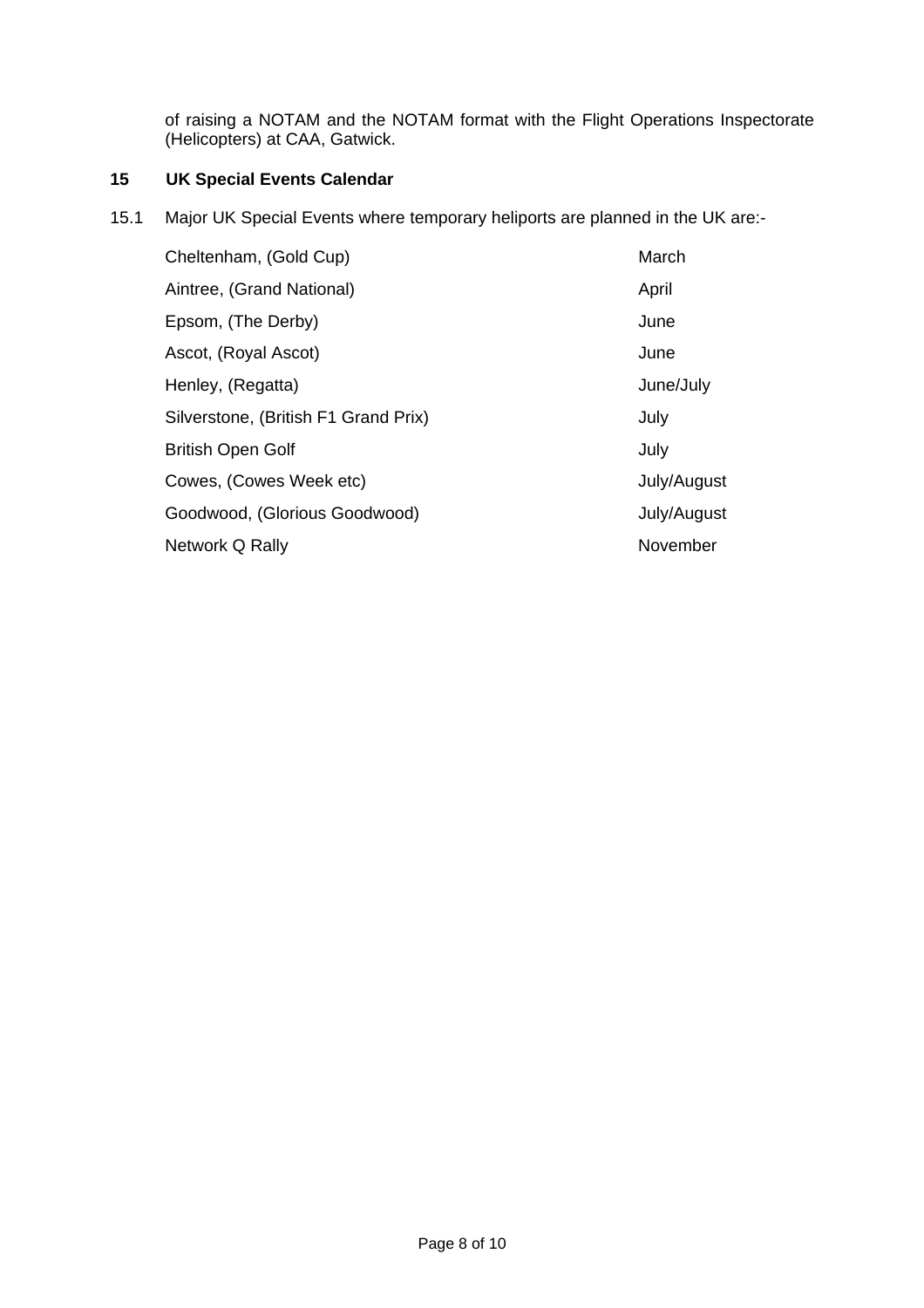of raising a NOTAM and the NOTAM format with the Flight Operations Inspectorate (Helicopters) at CAA, Gatwick.

## 15 UK Special Events Calendar

15.1 Major UK Special Events where temporary heliports are planned in the UK are:-

| | |
|---|---|
| Cheltenham, (Gold Cup) | March |
| Aintree, (Grand National) | April |
| Epsom, (The Derby) | June |
| Ascot, (Royal Ascot) | June |
| Henley, (Regatta) | June/July |
| Silverstone, (British F1 Grand Prix) | July |
| British Open Golf | July |
| Cowes, (Cowes Week etc) | July/August |
| Goodwood, (Glorious Goodwood) | July/August |
| Network Q Rally | November |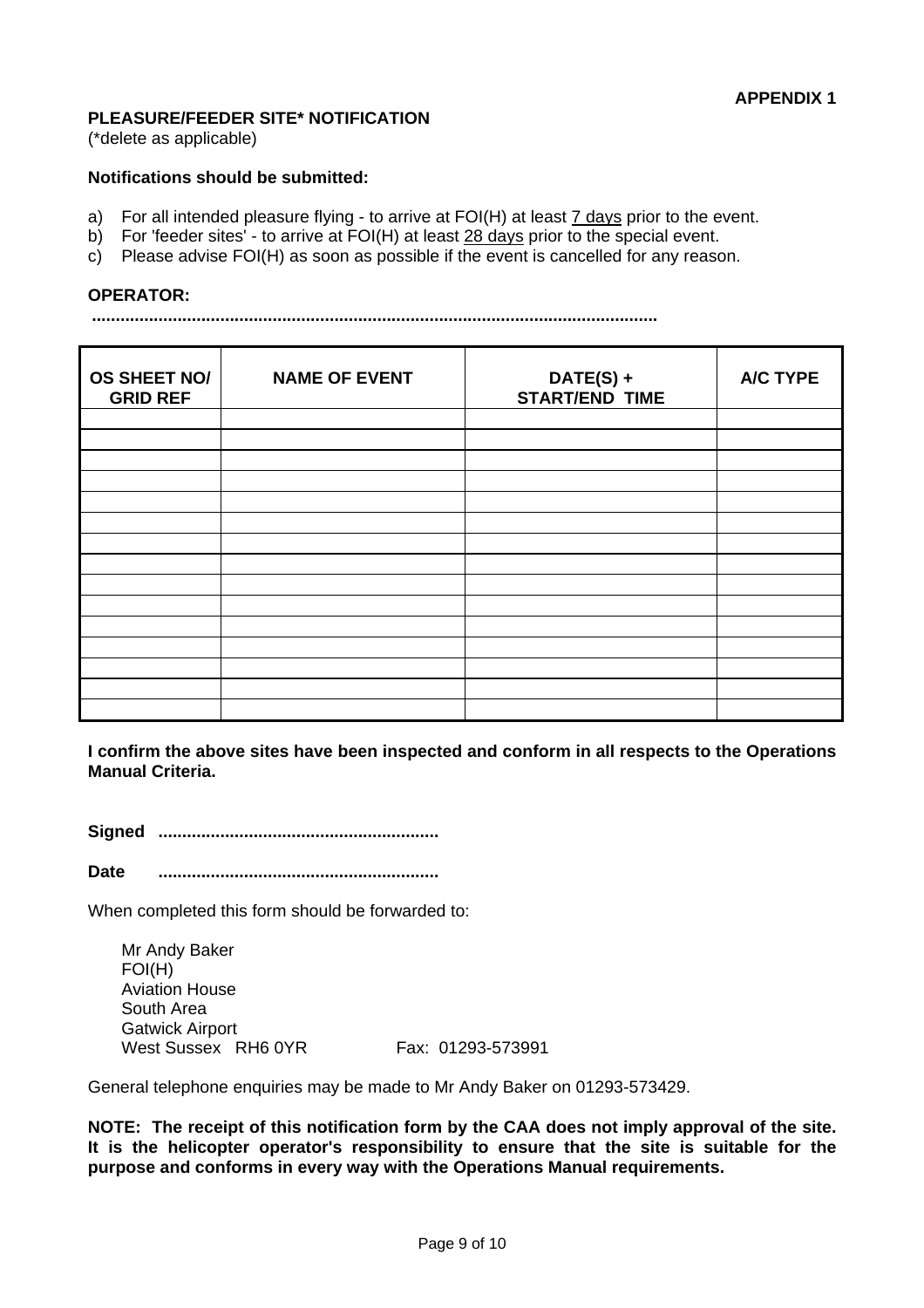**APPENDIX 1**

**PLEASURE/FEEDER SITE* NOTIFICATION**
(*delete as applicable)

**Notifications should be submitted:**

a) For all intended pleasure flying - to arrive at FOI(H) at least 7 days prior to the event.
b) For 'feeder sites' - to arrive at FOI(H) at least 28 days prior to the special event.
c) Please advise FOI(H) as soon as possible if the event is cancelled for any reason.

**OPERATOR:**
.....................................................................................................................

| OS SHEET NO/ GRID REF | NAME OF EVENT | DATE(S) + START/END TIME | A/C TYPE |
|---|---|---|---|
| | | | |
| | | | |
| | | | |
| | | | |
| | | | |
| | | | |
| | | | |
| | | | |
| | | | |
| | | | |
| | | | |
| | | | |
| | | | |
| | | | |
| | | | |

**I confirm the above sites have been inspected and conform in all respects to the Operations Manual Criteria.**

**Signed** ..........................................................

**Date** ..........................................................

When completed this form should be forwarded to:

Mr Andy Baker
FOI(H)
Aviation House
South Area
Gatwick Airport
West Sussex RH6 0YR Fax: 01293-573991

General telephone enquiries may be made to Mr Andy Baker on 01293-573429.

**NOTE: The receipt of this notification form by the CAA does not imply approval of the site. It is the helicopter operator's responsibility to ensure that the site is suitable for the purpose and conforms in every way with the Operations Manual requirements.**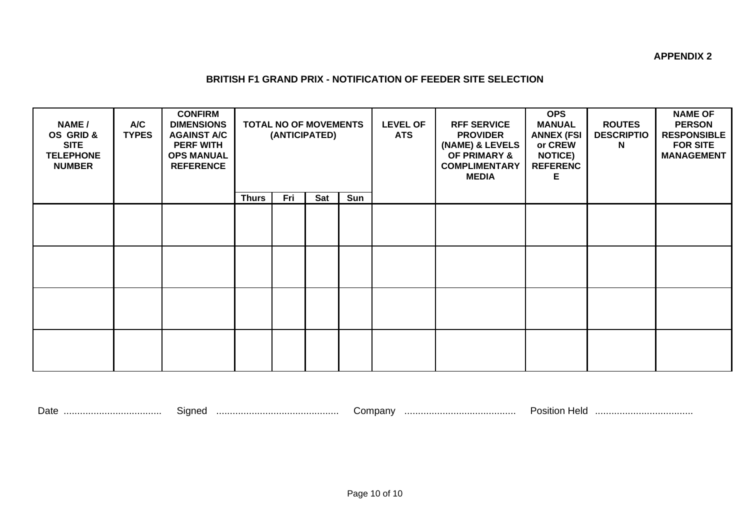**APPENDIX 2**

**BRITISH F1 GRAND PRIX - NOTIFICATION OF FEEDER SITE SELECTION**

| NAME / OS GRID & SITE TELEPHONE NUMBER | A/C TYPES | CONFIRM DIMENSIONS AGAINST A/C PERF WITH OPS MANUAL REFERENCE | TOTAL NO OF MOVEMENTS (ANTICIPATED) | | | | LEVEL OF ATS | RFF SERVICE PROVIDER (NAME) & LEVELS OF PRIMARY & COMPLIMENTARY MEDIA | OPS MANUAL ANNEX (FSI or CREW NOTICE) REFERENCE | ROUTES DESCRIPTION | NAME OF PERSON RESPONSIBLE FOR SITE MANAGEMENT |
|---|---|---|---|---|---|---|---|---|---|---|---|
| | | | Thurs | Fri | Sat | Sun | | | | | |
| | | | | | | | | | | | |
| | | | | | | | | | | | |
| | | | | | | | | | | | |
| | | | | | | | | | | | |

Date .................................... Signed ............................................ Company ......................................... Position Held ....................................